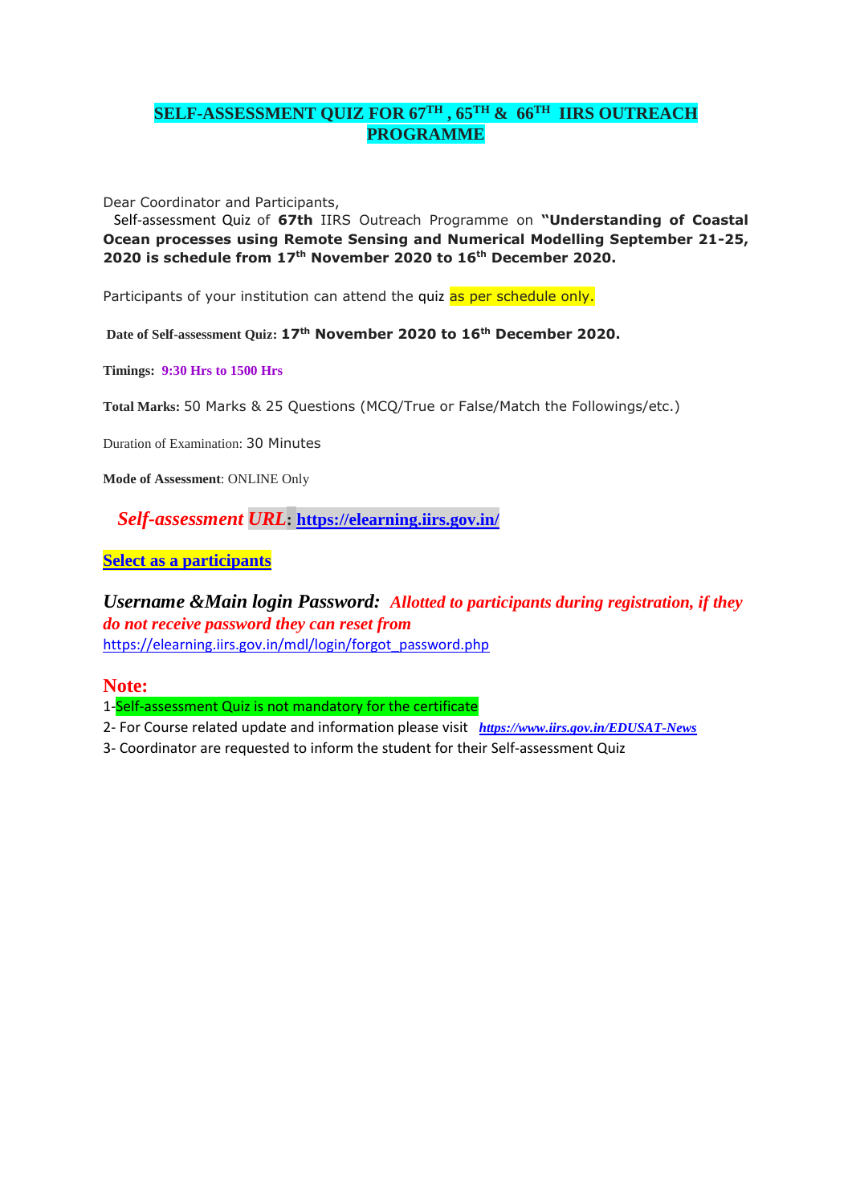# SELF-ASSESSMENT QUIZ FOR 67TH , 65TH & 66TH IIRS OUTREACH PROGRAMME

Dear Coordinator and Participants,

Self-assessment Quiz of **67th** IIRS Outreach Programme on **"Understanding of Coastal Ocean processes using Remote Sensing and Numerical Modelling September 21-25, 2020 is schedule from 17th November 2020 to 16th December 2020.**

Participants of your institution can attend the quiz as per schedule only.

**Date of Self-assessment Quiz: 17th November 2020 to 16th December 2020.**

**Timings: 9:30 Hrs to 1500 Hrs**

**Total Marks:** 50 Marks & 25 Questions (MCQ/True or False/Match the Followings/etc.)

Duration of Examination: 30 Minutes

**Mode of Assessment**: ONLINE Only

***Self-assessment URL*: https://elearning.iirs.gov.in/**

**Select as a participants**

***Username &Main login Password:*** ***Allotted to participants during registration, if they do not receive password they can reset from*** https://elearning.iirs.gov.in/mdl/login/forgot_password.php

## Note:

1-Self-assessment Quiz is not mandatory for the certificate

2- For Course related update and information please visit ***https://www.iirs.gov.in/EDUSAT-News***

3- Coordinator are requested to inform the student for their Self-assessment Quiz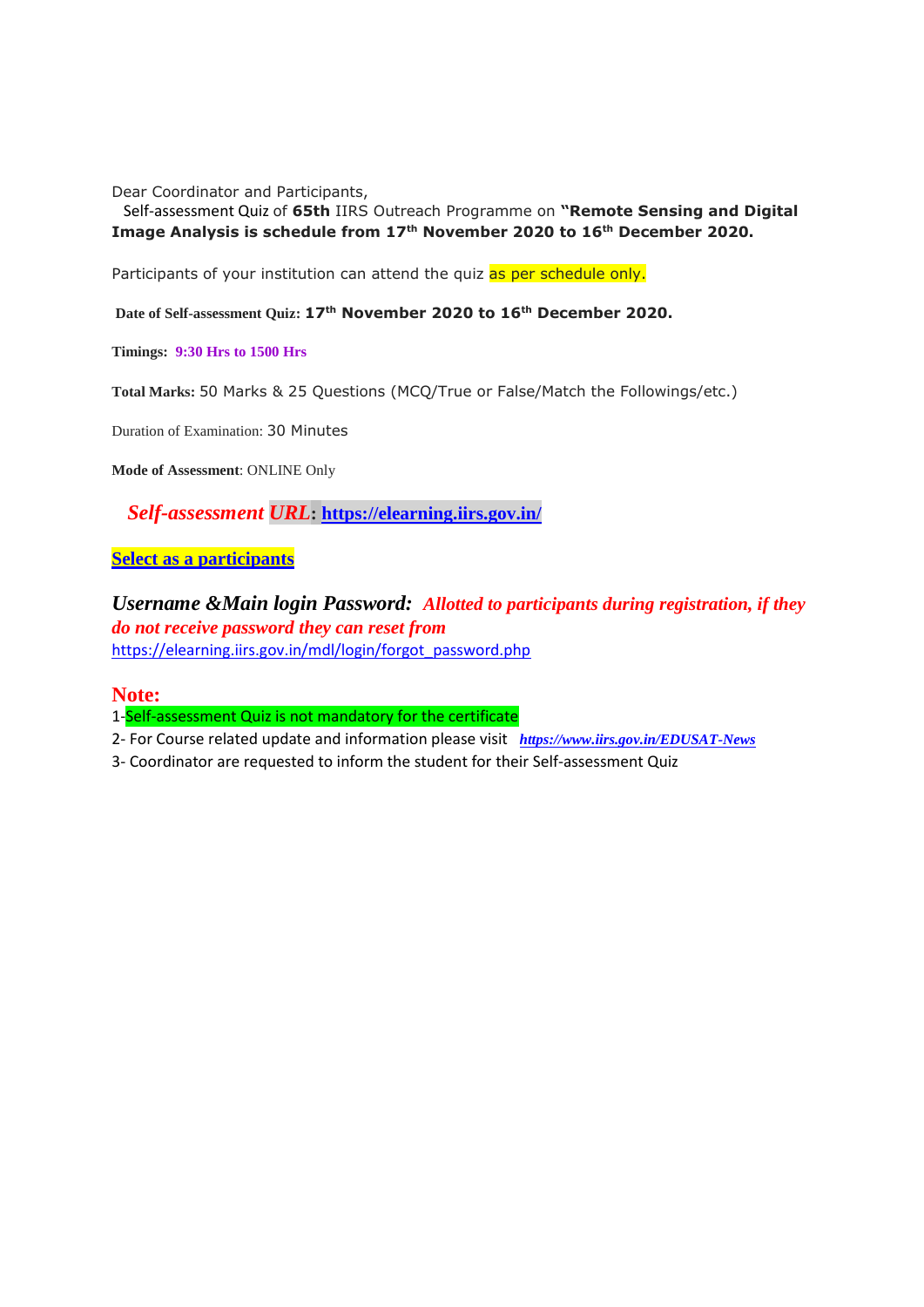Dear Coordinator and Participants,

Self-assessment Quiz of **65th** IIRS Outreach Programme on **"Remote Sensing and Digital Image Analysis is schedule from 17th November 2020 to 16th December 2020.**

Participants of your institution can attend the quiz as per schedule only.

**Date of Self-assessment Quiz: 17th November 2020 to 16th December 2020.**

**Timings: 9:30 Hrs to 1500 Hrs**

**Total Marks:** 50 Marks & 25 Questions (MCQ/True or False/Match the Followings/etc.)

Duration of Examination: 30 Minutes

**Mode of Assessment**: ONLINE Only

***Self-assessment URL*: https://elearning.iirs.gov.in/**

**Select as a participants**

***Username &Main login Password:*** ***Allotted to participants during registration, if they do not receive password they can reset from***
https://elearning.iirs.gov.in/mdl/login/forgot_password.php

**Note:**

1-Self-assessment Quiz is not mandatory for the certificate

2- For Course related update and information please visit ***https://www.iirs.gov.in/EDUSAT-News***

3- Coordinator are requested to inform the student for their Self-assessment Quiz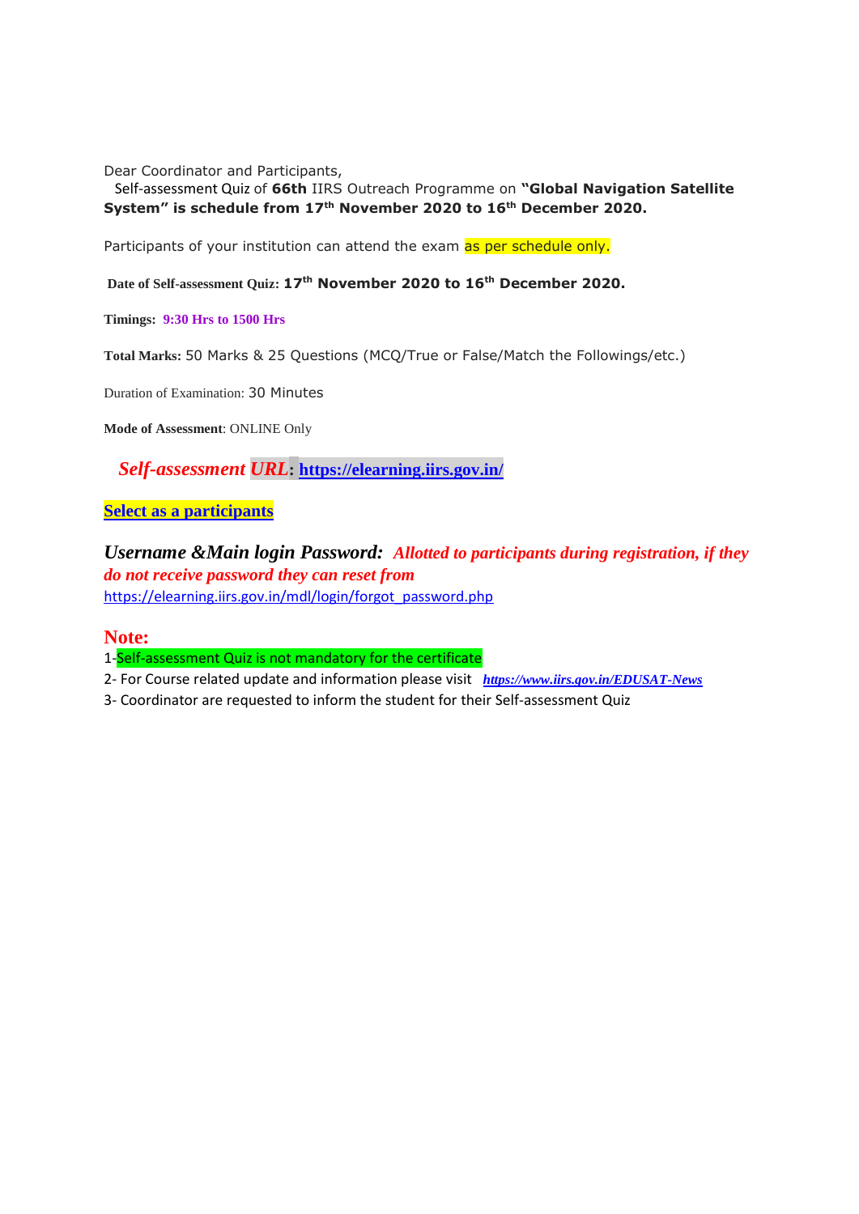Dear Coordinator and Participants,

Self-assessment Quiz of **66th** IRS Outreach Programme on **"Global Navigation Satellite System" is schedule from 17th November 2020 to 16th December 2020.**

Participants of your institution can attend the exam as per schedule only.

**Date of Self-assessment Quiz: 17th November 2020 to 16th December 2020.**

**Timings:** **9:30 Hrs to 1500 Hrs**

**Total Marks:** 50 Marks & 25 Questions (MCQ/True or False/Match the Followings/etc.)

Duration of Examination: 30 Minutes

**Mode of Assessment**: ONLINE Only

***Self-assessment URL*: https://elearning.iirs.gov.in/**

**Select as a participants**

***Username &Main login Password:*** ***Allotted to participants during registration, if they do not receive password they can reset from*** https://elearning.iirs.gov.in/mdl/login/forgot_password.php

**Note:**

1-Self-assessment Quiz is not mandatory for the certificate

2- For Course related update and information please visit ***https://www.iirs.gov.in/EDUSAT-News***

3- Coordinator are requested to inform the student for their Self-assessment Quiz